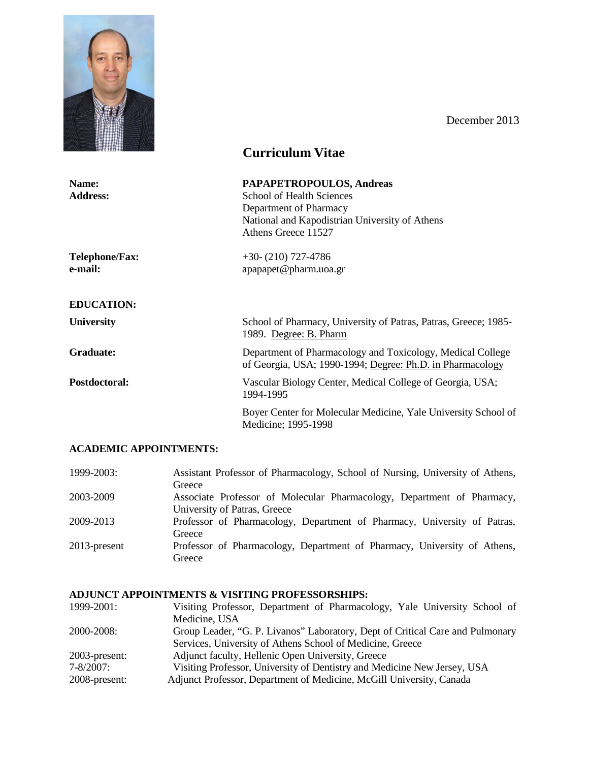December 2013

# Curriculum Vitae

| | |
|---|---|
| **Name:** | **PAPAPETROPOULOS, Andreas** |
| **Address:** | School of Health Sciences<br>Department of Pharmacy<br>National and Kapodistrian University of Athens<br>Athens Greece 11527 |
| **Telephone/Fax:** | +30- (210) 727-4786 |
| **e-mail:** | apapapet@pharm.uoa.gr |

## EDUCATION:

| | |
|---|---|
| **University** | School of Pharmacy, University of Patras, Patras, Greece; 1985-1989. Degree: B. Pharm |
| **Graduate:** | Department of Pharmacology and Toxicology, Medical College of Georgia, USA; 1990-1994; Degree: Ph.D. in Pharmacology |
| **Postdoctoral:** | Vascular Biology Center, Medical College of Georgia, USA; 1994-1995 |
| | Boyer Center for Molecular Medicine, Yale University School of Medicine; 1995-1998 |

## ACADEMIC APPOINTMENTS:

| | |
|---|---|
| 1999-2003: | Assistant Professor of Pharmacology, School of Nursing, University of Athens, Greece |
| 2003-2009 | Associate Professor of Molecular Pharmacology, Department of Pharmacy, University of Patras, Greece |
| 2009-2013 | Professor of Pharmacology, Department of Pharmacy, University of Patras, Greece |
| 2013-present | Professor of Pharmacology, Department of Pharmacy, University of Athens, Greece |

## ADJUNCT APPOINTMENTS & VISITING PROFESSORSHIPS:

| | |
|---|---|
| 1999-2001: | Visiting Professor, Department of Pharmacology, Yale University School of Medicine, USA |
| 2000-2008: | Group Leader, "G. P. Livanos" Laboratory, Dept of Critical Care and Pulmonary Services, University of Athens School of Medicine, Greece |
| 2003-present: | Adjunct faculty, Hellenic Open University, Greece |
| 7-8/2007: | Visiting Professor, University of Dentistry and Medicine New Jersey, USA |
| 2008-present: | Adjunct Professor, Department of Medicine, McGill University, Canada |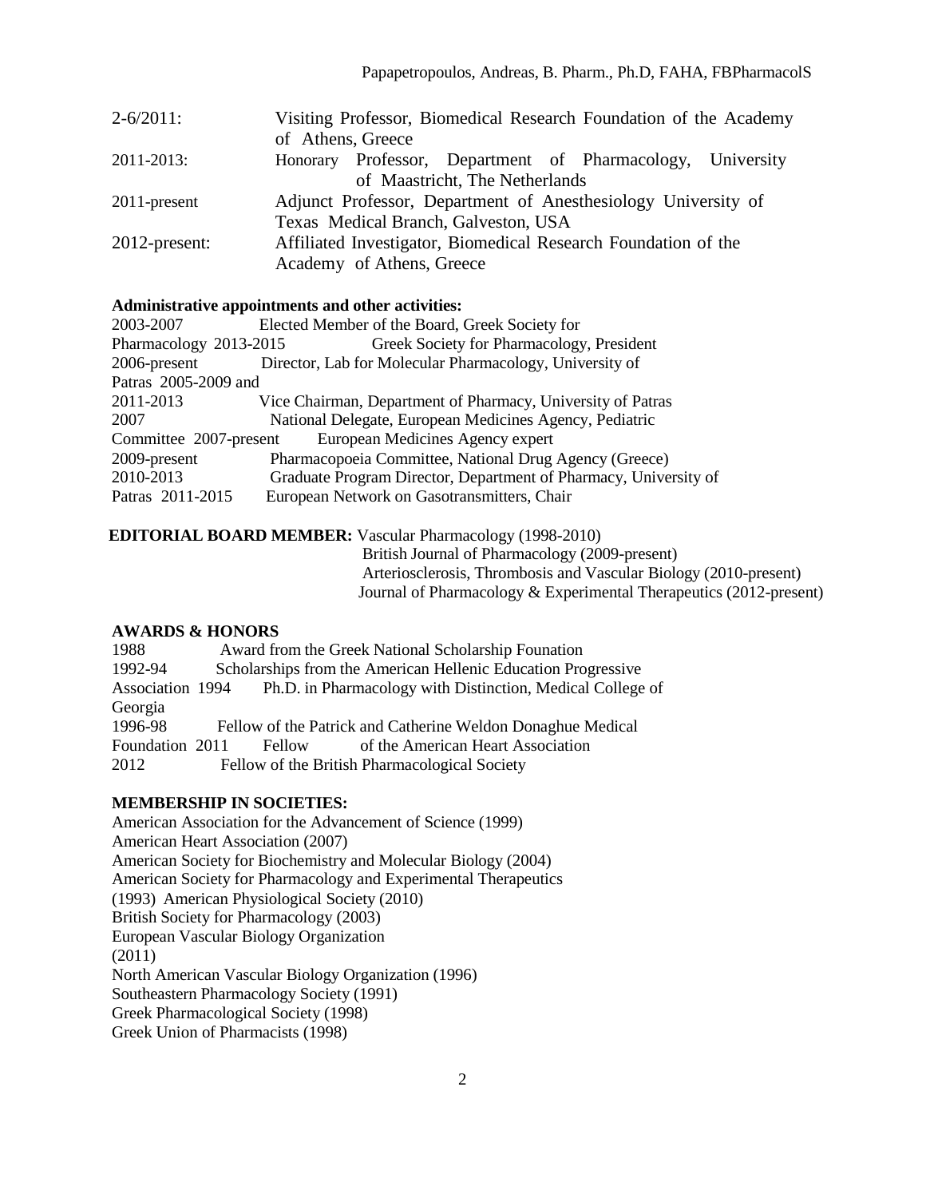| | |
|---|---|
| 2-6/2011: | Visiting Professor, Biomedical Research Foundation of the Academy of Athens, Greece |
| 2011-2013: | Honorary Professor, Department of Pharmacology, University of Maastricht, The Netherlands |
| 2011-present | Adjunct Professor, Department of Anesthesiology University of Texas Medical Branch, Galveston, USA |
| 2012-present: | Affiliated Investigator, Biomedical Research Foundation of the Academy of Athens, Greece |

**Administrative appointments and other activities:**

| | |
|---|---|
| 2003-2007 | Elected Member of the Board, Greek Society for Pharmacology |
| 2013-2015 | Greek Society for Pharmacology, President |
| 2006-present | Director, Lab for Molecular Pharmacology, University of Patras |
| 2005-2009 and 2011-2013 | Vice Chairman, Department of Pharmacy, University of Patras |
| 2007 | National Delegate, European Medicines Agency, Pediatric Committee |
| 2007-present | European Medicines Agency expert |
| 2009-present | Pharmacopoeia Committee, National Drug Agency (Greece) |
| 2010-2013 | Graduate Program Director, Department of Pharmacy, University of Patras |
| 2011-2015 | European Network on Gasotransmitters, Chair |

**EDITORIAL BOARD MEMBER:** Vascular Pharmacology (1998-2010)
British Journal of Pharmacology (2009-present)
Arteriosclerosis, Thrombosis and Vascular Biology (2010-present)
Journal of Pharmacology & Experimental Therapeutics (2012-present)

**AWARDS & HONORS**

| | |
|---|---|
| 1988 | Award from the Greek National Scholarship Founation |
| 1992-94 | Scholarships from the American Hellenic Education Progressive Association |
| 1994 | Ph.D. in Pharmacology with Distinction, Medical College of Georgia |
| 1996-98 | Fellow of the Patrick and Catherine Weldon Donaghue Medical Foundation |
| 2011 | Fellow of the American Heart Association |
| 2012 | Fellow of the British Pharmacological Society |

**MEMBERSHIP IN SOCIETIES:**

American Association for the Advancement of Science (1999)
American Heart Association (2007)
American Society for Biochemistry and Molecular Biology (2004)
American Society for Pharmacology and Experimental Therapeutics (1993)
American Physiological Society (2010)
British Society for Pharmacology (2003)
European Vascular Biology Organization (2011)
North American Vascular Biology Organization (1996)
Southeastern Pharmacology Society (1991)
Greek Pharmacological Society (1998)
Greek Union of Pharmacists (1998)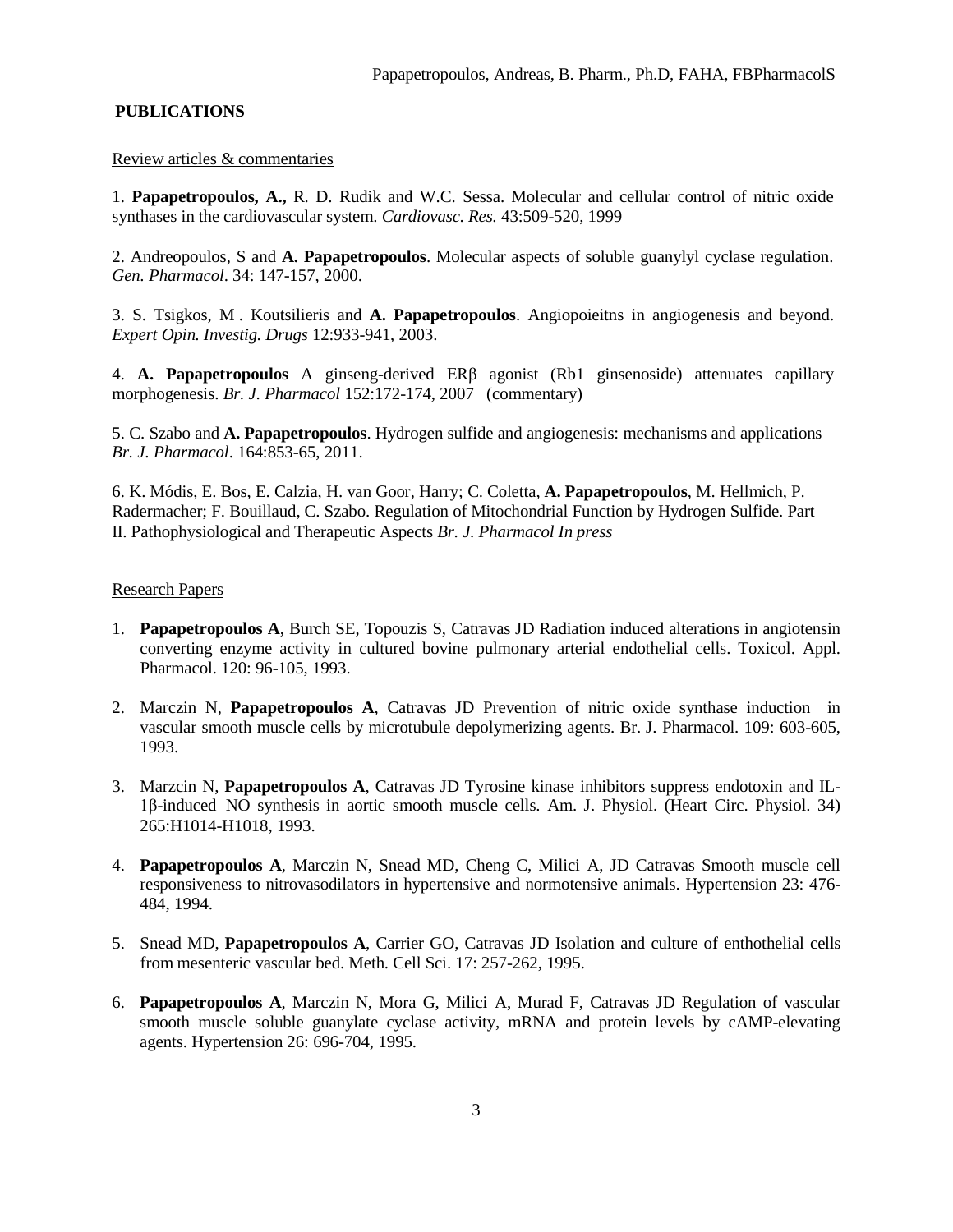## PUBLICATIONS

Review articles & commentaries

1. **Papapetropoulos, A.,** R. D. Rudik and W.C. Sessa. Molecular and cellular control of nitric oxide synthases in the cardiovascular system. *Cardiovasc. Res.* 43:509-520, 1999

2. Andreopoulos, S and **A. Papapetropoulos**. Molecular aspects of soluble guanylyl cyclase regulation. *Gen. Pharmacol*. 34: 147-157, 2000.

3. S. Tsigkos, M . Koutsilieris and **A. Papapetropoulos**. Angiopoieitns in angiogenesis and beyond. *Expert Opin. Investig. Drugs* 12:933-941, 2003.

4. **A. Papapetropoulos** A ginseng-derived ERβ agonist (Rb1 ginsenoside) attenuates capillary morphogenesis. *Br. J. Pharmacol* 152:172-174, 2007 (commentary)

5. C. Szabo and **A. Papapetropoulos**. Hydrogen sulfide and angiogenesis: mechanisms and applications *Br. J. Pharmacol*. 164:853-65, 2011.

6. K. Módis, E. Bos, E. Calzia, H. van Goor, Harry; C. Coletta, **A. Papapetropoulos**, M. Hellmich, P. Radermacher; F. Bouillaud, C. Szabo. Regulation of Mitochondrial Function by Hydrogen Sulfide. Part II. Pathophysiological and Therapeutic Aspects *Br. J. Pharmacol In press*

Research Papers

1. **Papapetropoulos A**, Burch SE, Topouzis S, Catravas JD Radiation induced alterations in angiotensin converting enzyme activity in cultured bovine pulmonary arterial endothelial cells. Toxicol. Appl. Pharmacol. 120: 96-105, 1993.

2. Marczin N, **Papapetropoulos A**, Catravas JD Prevention of nitric oxide synthase induction in vascular smooth muscle cells by microtubule depolymerizing agents. Br. J. Pharmacol. 109: 603-605, 1993.

3. Marzcin N, **Papapetropoulos A**, Catravas JD Tyrosine kinase inhibitors suppress endotoxin and IL-1β-induced NO synthesis in aortic smooth muscle cells. Am. J. Physiol. (Heart Circ. Physiol. 34) 265:H1014-H1018, 1993.

4. **Papapetropoulos A**, Marczin N, Snead MD, Cheng C, Milici A, JD Catravas Smooth muscle cell responsiveness to nitrovasodilators in hypertensive and normotensive animals. Hypertension 23: 476-484, 1994.

5. Snead MD, **Papapetropoulos A**, Carrier GO, Catravas JD Isolation and culture of enthothelial cells from mesenteric vascular bed. Meth. Cell Sci. 17: 257-262, 1995.

6. **Papapetropoulos A**, Marczin N, Mora G, Milici A, Murad F, Catravas JD Regulation of vascular smooth muscle soluble guanylate cyclase activity, mRNA and protein levels by cAMP-elevating agents. Hypertension 26: 696-704, 1995.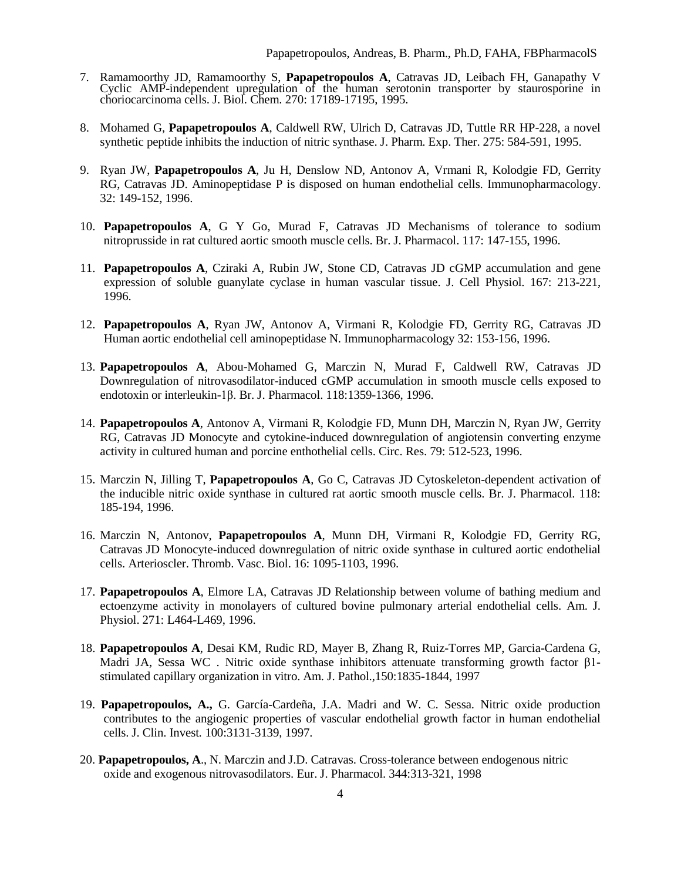7. Ramamoorthy JD, Ramamoorthy S, **Papapetropoulos A**, Catravas JD, Leibach FH, Ganapathy V Cyclic AMP-independent upregulation of the human serotonin transporter by staurosporine in choriocarcinoma cells. J. Biol. Chem. 270: 17189-17195, 1995.

8. Mohamed G, **Papapetropoulos A**, Caldwell RW, Ulrich D, Catravas JD, Tuttle RR HP-228, a novel synthetic peptide inhibits the induction of nitric synthase. J. Pharm. Exp. Ther. 275: 584-591, 1995.

9. Ryan JW, **Papapetropoulos A**, Ju H, Denslow ND, Antonov A, Vrmani R, Kolodgie FD, Gerrity RG, Catravas JD. Aminopeptidase P is disposed on human endothelial cells. Immunopharmacology. 32: 149-152, 1996.

10. **Papapetropoulos A**, G Y Go, Murad F, Catravas JD Mechanisms of tolerance to sodium nitroprusside in rat cultured aortic smooth muscle cells. Br. J. Pharmacol. 117: 147-155, 1996.

11. **Papapetropoulos A**, Cziraki A, Rubin JW, Stone CD, Catravas JD cGMP accumulation and gene expression of soluble guanylate cyclase in human vascular tissue. J. Cell Physiol. 167: 213-221, 1996.

12. **Papapetropoulos A**, Ryan JW, Antonov A, Virmani R, Kolodgie FD, Gerrity RG, Catravas JD Human aortic endothelial cell aminopeptidase N. Immunopharmacology 32: 153-156, 1996.

13. **Papapetropoulos A**, Abou-Mohamed G, Marczin N, Murad F, Caldwell RW, Catravas JD Downregulation of nitrovasodilator-induced cGMP accumulation in smooth muscle cells exposed to endotoxin or interleukin-1β. Br. J. Pharmacol. 118:1359-1366, 1996.

14. **Papapetropoulos A**, Antonov A, Virmani R, Kolodgie FD, Munn DH, Marczin N, Ryan JW, Gerrity RG, Catravas JD Monocyte and cytokine-induced downregulation of angiotensin converting enzyme activity in cultured human and porcine enthothelial cells. Circ. Res. 79: 512-523, 1996.

15. Marczin N, Jilling T, **Papapetropoulos A**, Go C, Catravas JD Cytoskeleton-dependent activation of the inducible nitric oxide synthase in cultured rat aortic smooth muscle cells. Br. J. Pharmacol. 118: 185-194, 1996.

16. Marczin N, Antonov, **Papapetropoulos A**, Munn DH, Virmani R, Kolodgie FD, Gerrity RG, Catravas JD Monocyte-induced downregulation of nitric oxide synthase in cultured aortic endothelial cells. Arterioscler. Thromb. Vasc. Biol. 16: 1095-1103, 1996.

17. **Papapetropoulos A**, Elmore LA, Catravas JD Relationship between volume of bathing medium and ectoenzyme activity in monolayers of cultured bovine pulmonary arterial endothelial cells. Am. J. Physiol. 271: L464-L469, 1996.

18. **Papapetropoulos A**, Desai KM, Rudic RD, Mayer B, Zhang R, Ruiz-Torres MP, Garcia-Cardena G, Madri JA, Sessa WC . Nitric oxide synthase inhibitors attenuate transforming growth factor β1-stimulated capillary organization in vitro. Am. J. Pathol.,150:1835-1844, 1997

19. **Papapetropoulos, A.,** G. García-Cardeña, J.A. Madri and W. C. Sessa. Nitric oxide production contributes to the angiogenic properties of vascular endothelial growth factor in human endothelial cells. J. Clin. Invest. 100:3131-3139, 1997.

20. **Papapetropoulos, A**., N. Marczin and J.D. Catravas. Cross-tolerance between endogenous nitric oxide and exogenous nitrovasodilators. Eur. J. Pharmacol. 344:313-321, 1998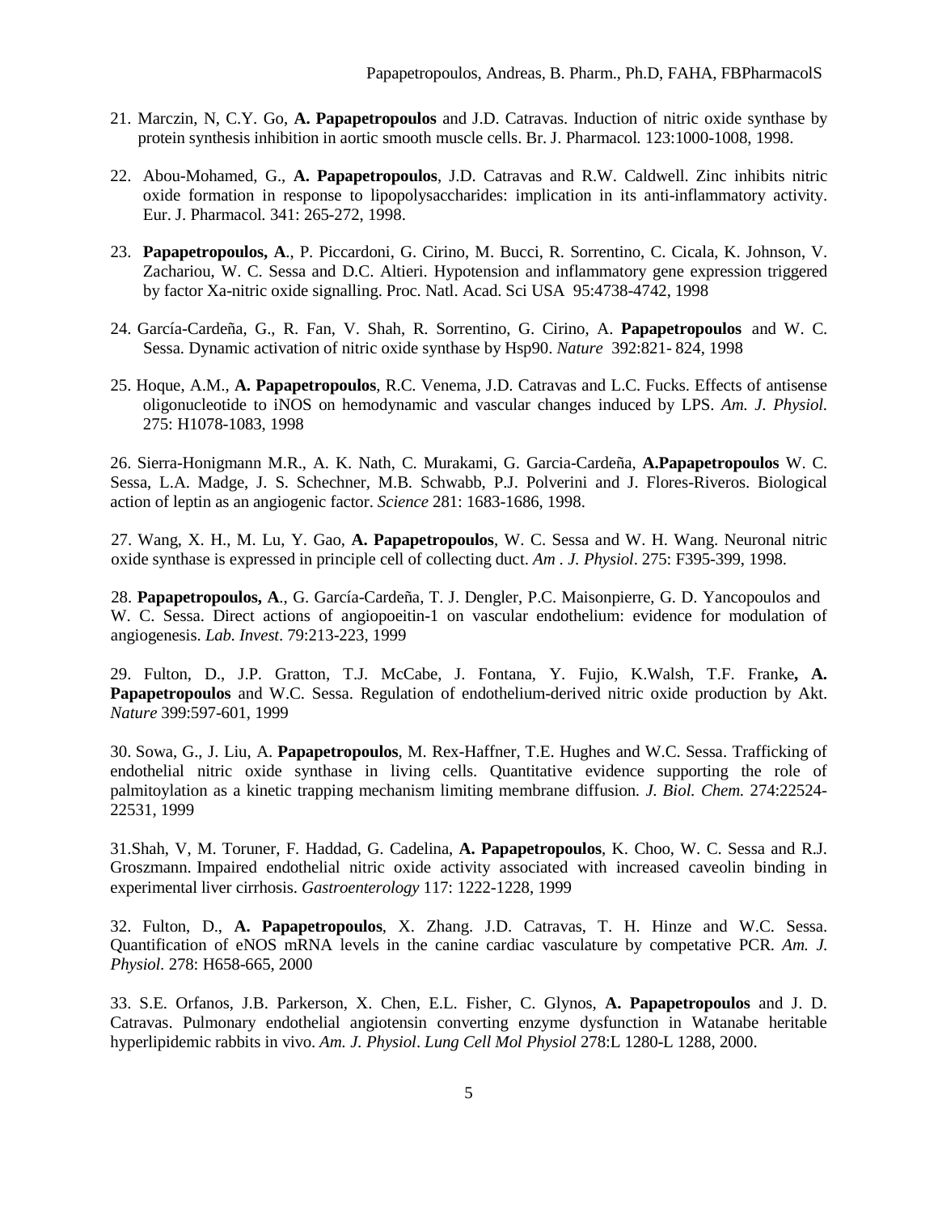21. Marczin, N, C.Y. Go, **A. Papapetropoulos** and J.D. Catravas. Induction of nitric oxide synthase by protein synthesis inhibition in aortic smooth muscle cells. Br. J. Pharmacol. 123:1000-1008, 1998.

22. Abou-Mohamed, G., **A. Papapetropoulos**, J.D. Catravas and R.W. Caldwell. Zinc inhibits nitric oxide formation in response to lipopolysaccharides: implication in its anti-inflammatory activity. Eur. J. Pharmacol. 341: 265-272, 1998.

23. **Papapetropoulos, A**., P. Piccardoni, G. Cirino, M. Bucci, R. Sorrentino, C. Cicala, K. Johnson, V. Zachariou, W. C. Sessa and D.C. Altieri. Hypotension and inflammatory gene expression triggered by factor Xa-nitric oxide signalling. Proc. Natl. Acad. Sci USA 95:4738-4742, 1998

24. García-Cardeña, G., R. Fan, V. Shah, R. Sorrentino, G. Cirino, A. **Papapetropoulos** and W. C. Sessa. Dynamic activation of nitric oxide synthase by Hsp90. *Nature* 392:821- 824, 1998

25. Hoque, A.M., **A. Papapetropoulos**, R.C. Venema, J.D. Catravas and L.C. Fucks. Effects of antisense oligonucleotide to iNOS on hemodynamic and vascular changes induced by LPS. *Am. J. Physiol.* 275: H1078-1083, 1998

26. Sierra-Honigmann M.R., A. K. Nath, C. Murakami, G. Garcia-Cardeña, **A.Papapetropoulos** W. C. Sessa, L.A. Madge, J. S. Schechner, M.B. Schwabb, P.J. Polverini and J. Flores-Riveros. Biological action of leptin as an angiogenic factor. *Science* 281: 1683-1686, 1998.

27. Wang, X. H., M. Lu, Y. Gao, **A. Papapetropoulos**, W. C. Sessa and W. H. Wang. Neuronal nitric oxide synthase is expressed in principle cell of collecting duct. *Am . J. Physiol*. 275: F395-399, 1998.

28. **Papapetropoulos, A**., G. García-Cardeña, T. J. Dengler, P.C. Maisonpierre, G. D. Yancopoulos and W. C. Sessa. Direct actions of angiopoeitin-1 on vascular endothelium: evidence for modulation of angiogenesis. *Lab. Invest*. 79:213-223, 1999

29. Fulton, D., J.P. Gratton, T.J. McCabe, J. Fontana, Y. Fujio, K.Walsh, T.F. Franke**, A. Papapetropoulos** and W.C. Sessa. Regulation of endothelium-derived nitric oxide production by Akt. *Nature* 399:597-601, 1999

30. Sowa, G., J. Liu, A. **Papapetropoulos**, M. Rex-Haffner, T.E. Hughes and W.C. Sessa. Trafficking of endothelial nitric oxide synthase in living cells. Quantitative evidence supporting the role of palmitoylation as a kinetic trapping mechanism limiting membrane diffusion. *J. Biol. Chem.* 274:22524-22531, 1999

31.Shah, V, M. Toruner, F. Haddad, G. Cadelina, **A. Papapetropoulos**, K. Choo, W. C. Sessa and R.J. Groszmann. Impaired endothelial nitric oxide activity associated with increased caveolin binding in experimental liver cirrhosis. *Gastroenterology* 117: 1222-1228, 1999

32. Fulton, D., **A. Papapetropoulos**, X. Zhang. J.D. Catravas, T. H. Hinze and W.C. Sessa. Quantification of eNOS mRNA levels in the canine cardiac vasculature by competative PCR. *Am. J. Physiol.* 278: H658-665, 2000

33. S.E. Orfanos, J.B. Parkerson, X. Chen, E.L. Fisher, C. Glynos, **A. Papapetropoulos** and J. D. Catravas. Pulmonary endothelial angiotensin converting enzyme dysfunction in Watanabe heritable hyperlipidemic rabbits in vivo. *Am. J. Physiol*. *Lung Cell Mol Physiol* 278:L 1280-L 1288, 2000.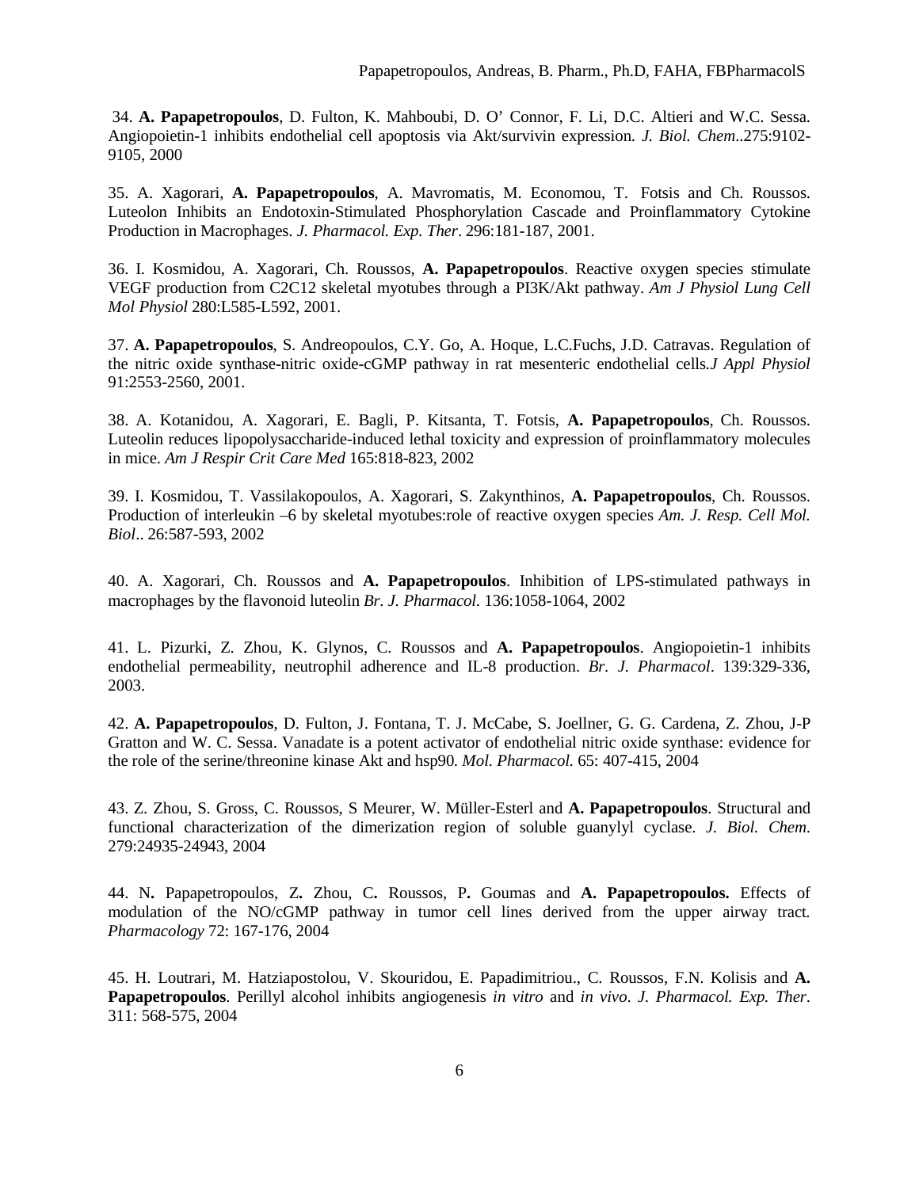34. **A. Papapetropoulos**, D. Fulton, K. Mahboubi, D. O' Connor, F. Li, D.C. Altieri and W.C. Sessa. Angiopoietin-1 inhibits endothelial cell apoptosis via Akt/survivin expression. *J. Biol. Chem*..275:9102-9105, 2000

35. A. Xagorari, **A. Papapetropoulos**, A. Mavromatis, M. Economou, T. Fotsis and Ch. Roussos. Luteolon Inhibits an Endotoxin-Stimulated Phosphorylation Cascade and Proinflammatory Cytokine Production in Macrophages. *J. Pharmacol. Exp. Ther*. 296:181-187, 2001.

36. I. Kosmidou, A. Xagorari, Ch. Roussos, **A. Papapetropoulos**. Reactive oxygen species stimulate VEGF production from C2C12 skeletal myotubes through a PI3K/Akt pathway. *Am J Physiol Lung Cell Mol Physiol* 280:L585-L592, 2001.

37. **A. Papapetropoulos**, S. Andreopoulos, C.Y. Go, A. Hoque, L.C.Fuchs, J.D. Catravas. Regulation of the nitric oxide synthase-nitric oxide-cGMP pathway in rat mesenteric endothelial cells.*J Appl Physiol* 91:2553-2560, 2001.

38. A. Kotanidou, A. Xagorari, E. Bagli, P. Kitsanta, T. Fotsis, **A. Papapetropoulos**, Ch. Roussos. Luteolin reduces lipopolysaccharide-induced lethal toxicity and expression of proinflammatory molecules in mice. *Am J Respir Crit Care Med* 165:818-823, 2002

39. I. Kosmidou, T. Vassilakopoulos, A. Xagorari, S. Zakynthinos, **A. Papapetropoulos**, Ch. Roussos. Production of interleukin –6 by skeletal myotubes:role of reactive oxygen species *Am. J. Resp. Cell Mol. Biol*.. 26:587-593, 2002

40. A. Xagorari, Ch. Roussos and **A. Papapetropoulos**. Inhibition of LPS-stimulated pathways in macrophages by the flavonoid luteolin *Br. J. Pharmacol.* 136:1058-1064, 2002

41. L. Pizurki, Z. Zhou, K. Glynos, C. Roussos and **A. Papapetropoulos**. Angiopoietin-1 inhibits endothelial permeability, neutrophil adherence and IL-8 production. *Br. J. Pharmacol*. 139:329-336, 2003.

42. **A. Papapetropoulos**, D. Fulton, J. Fontana, T. J. McCabe, S. Joellner, G. G. Cardena, Z. Zhou, J-P Gratton and W. C. Sessa. Vanadate is a potent activator of endothelial nitric oxide synthase: evidence for the role of the serine/threonine kinase Akt and hsp90. *Mol. Pharmacol.* 65: 407-415, 2004

43. Z. Zhou, S. Gross, C. Roussos, S Meurer, W. Müller-Esterl and **A. Papapetropoulos**. Structural and functional characterization of the dimerization region of soluble guanylyl cyclase. *J. Biol. Chem.* 279:24935-24943, 2004

44. N**.** Papapetropoulos, Z**.** Zhou, C**.** Roussos, P**.** Goumas and **A. Papapetropoulos.** Effects of modulation of the NO/cGMP pathway in tumor cell lines derived from the upper airway tract. *Pharmacology* 72: 167-176, 2004

45. H. Loutrari, M. Hatziapostolou, V. Skouridou, E. Papadimitriou., C. Roussos, F.N. Kolisis and **A. Papapetropoulos**. Perillyl alcohol inhibits angiogenesis *in vitro* and *in vivo*. *J. Pharmacol. Exp. Ther.* 311: 568-575, 2004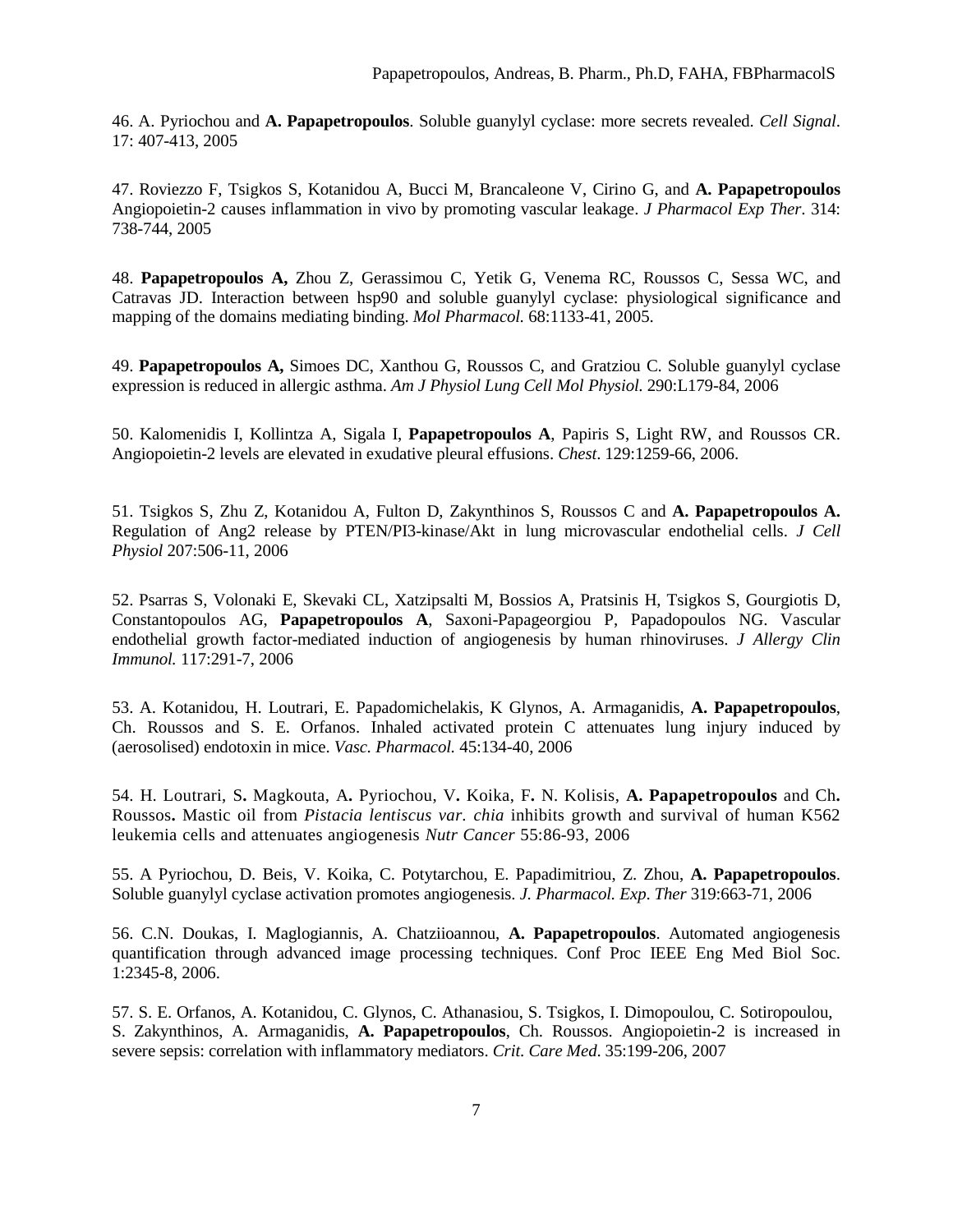46. A. Pyriochou and **A. Papapetropoulos**. Soluble guanylyl cyclase: more secrets revealed. *Cell Signal*. 17: 407-413, 2005

47. Roviezzo F, Tsigkos S, Kotanidou A, Bucci M, Brancaleone V, Cirino G, and **A. Papapetropoulos** Angiopoietin-2 causes inflammation in vivo by promoting vascular leakage. *J Pharmacol Exp Ther*. 314: 738-744, 2005

48. **Papapetropoulos A,** Zhou Z, Gerassimou C, Yetik G, Venema RC, Roussos C, Sessa WC, and Catravas JD. Interaction between hsp90 and soluble guanylyl cyclase: physiological significance and mapping of the domains mediating binding. *Mol Pharmacol.* 68:1133-41, 2005.

49. **Papapetropoulos A,** Simoes DC, Xanthou G, Roussos C, and Gratziou C. Soluble guanylyl cyclase expression is reduced in allergic asthma. *Am J Physiol Lung Cell Mol Physiol.* 290:L179-84, 2006

50. Kalomenidis I, Kollintza A, Sigala I, **Papapetropoulos A**, Papiris S, Light RW, and Roussos CR. Angiopoietin-2 levels are elevated in exudative pleural effusions. *Chest*. 129:1259-66, 2006.

51. Tsigkos S, Zhu Z, Kotanidou A, Fulton D, Zakynthinos S, Roussos C and **A. Papapetropoulos A.** Regulation of Ang2 release by PTEN/PI3-kinase/Akt in lung microvascular endothelial cells. *J Cell Physiol* 207:506-11, 2006

52. Psarras S, Volonaki E, Skevaki CL, Xatzipsalti M, Bossios A, Pratsinis H, Tsigkos S, Gourgiotis D, Constantopoulos AG, **Papapetropoulos A**, Saxoni-Papageorgiou P, Papadopoulos NG. Vascular endothelial growth factor-mediated induction of angiogenesis by human rhinoviruses. *J Allergy Clin Immunol.* 117:291-7, 2006

53. A. Kotanidou, H. Loutrari, E. Papadomichelakis, K Glynos, A. Armaganidis, **A. Papapetropoulos**, Ch. Roussos and S. E. Orfanos. Inhaled activated protein C attenuates lung injury induced by (aerosolised) endotoxin in mice. *Vasc. Pharmacol.* 45:134-40, 2006

54. H. Loutrari, S**.** Magkouta, A**.** Pyriochou, V**.** Koika, F**.** N. Kolisis, **A. Papapetropoulos** and Ch**.** Roussos**.** Mastic oil from *Pistacia lentiscus var. chia* inhibits growth and survival of human K562 leukemia cells and attenuates angiogenesis *Nutr Cancer* 55:86-93, 2006

55. A Pyriochou, D. Beis, V. Koika, C. Potytarchou, E. Papadimitriou, Z. Zhou, **A. Papapetropoulos**. Soluble guanylyl cyclase activation promotes angiogenesis. *J. Pharmacol. Exp. Ther* 319:663-71, 2006

56. C.N. Doukas, I. Maglogiannis, A. Chatziioannou, **A. Papapetropoulos**. Automated angiogenesis quantification through advanced image processing techniques. Conf Proc IEEE Eng Med Biol Soc. 1:2345-8, 2006.

57. S. E. Orfanos, A. Kotanidou, C. Glynos, C. Athanasiou, S. Tsigkos, I. Dimopoulou, C. Sotiropoulou, S. Zakynthinos, A. Armaganidis, **A. Papapetropoulos**, Ch. Roussos. Angiopoietin-2 is increased in severe sepsis: correlation with inflammatory mediators. *Crit. Care Med*. 35:199-206, 2007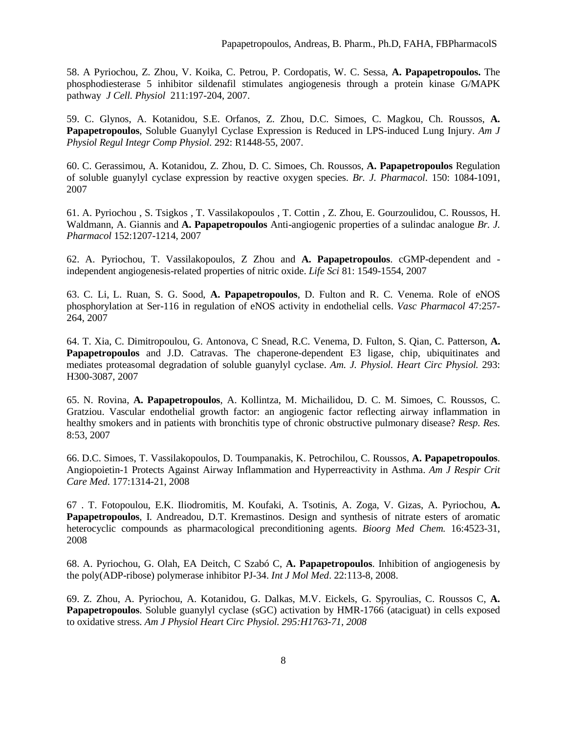58. A Pyriochou, Z. Zhou, V. Koika, C. Petrou, P. Cordopatis, W. C. Sessa, **A. Papapetropoulos.** The phosphodiesterase 5 inhibitor sildenafil stimulates angiogenesis through a protein kinase G/MAPK pathway *J Cell. Physiol* 211:197-204, 2007.

59. C. Glynos, A. Kotanidou, S.E. Orfanos, Z. Zhou, D.C. Simoes, C. Magkou, Ch. Roussos, **A. Papapetropoulos**, Soluble Guanylyl Cyclase Expression is Reduced in LPS-induced Lung Injury. *Am J Physiol Regul Integr Comp Physiol.* 292: R1448-55, 2007.

60. C. Gerassimou, A. Kotanidou, Z. Zhou, D. C. Simoes, Ch. Roussos, **A. Papapetropoulos** Regulation of soluble guanylyl cyclase expression by reactive oxygen species. *Br. J. Pharmacol*. 150: 1084-1091, 2007

61. A. Pyriochou , S. Tsigkos , T. Vassilakopoulos , T. Cottin , Z. Zhou, E. Gourzoulidou, C. Roussos, H. Waldmann, A. Giannis and **A. Papapetropoulos** Anti-angiogenic properties of a sulindac analogue *Br. J. Pharmacol* 152:1207-1214, 2007

62. A. Pyriochou, T. Vassilakopoulos, Z Zhou and **A. Papapetropoulos**. cGMP-dependent and -independent angiogenesis-related properties of nitric oxide. *Life Sci* 81: 1549-1554, 2007

63. C. Li, L. Ruan, S. G. Sood, **A. Papapetropoulos**, D. Fulton and R. C. Venema. Role of eNOS phosphorylation at Ser-116 in regulation of eNOS activity in endothelial cells. *Vasc Pharmacol* 47:257-264, 2007

64. T. Xia, C. Dimitropoulou, G. Antonova, C Snead, R.C. Venema, D. Fulton, S. Qian, C. Patterson, **A. Papapetropoulos** and J.D. Catravas. The chaperone-dependent E3 ligase, chip, ubiquitinates and mediates proteasomal degradation of soluble guanylyl cyclase. *Am. J. Physiol. Heart Circ Physiol.* 293: H300-3087, 2007

65. N. Rovina, **A. Papapetropoulos**, A. Kollintza, M. Michailidou, D. C. M. Simoes, C. Roussos, C. Gratziou. Vascular endothelial growth factor: an angiogenic factor reflecting airway inflammation in healthy smokers and in patients with bronchitis type of chronic obstructive pulmonary disease? *Resp. Res.* 8:53, 2007

66. D.C. Simoes, T. Vassilakopoulos, D. Toumpanakis, K. Petrochilou, C. Roussos, **A. Papapetropoulos**. Angiopoietin-1 Protects Against Airway Inflammation and Hyperreactivity in Asthma. *Am J Respir Crit Care Med*. 177:1314-21, 2008

67 . T. Fotopoulou, E.K. Iliodromitis, M. Koufaki, A. Tsotinis, A. Zoga, V. Gizas, A. Pyriochou, **A. Papapetropoulos**, I. Andreadou, D.T. Kremastinos. Design and synthesis of nitrate esters of aromatic heterocyclic compounds as pharmacological preconditioning agents. *Bioorg Med Chem.* 16:4523-31, 2008

68. A. Pyriochou, G. Olah, EA Deitch, C Szabó C, **A. Papapetropoulos**. Inhibition of angiogenesis by the poly(ADP-ribose) polymerase inhibitor PJ-34. *Int J Mol Med*. 22:113-8, 2008.

69. Z. Zhou, A. Pyriochou, A. Kotanidou, G. Dalkas, M.V. Eickels, G. Spyroulias, C. Roussos C, **A. Papapetropoulos**. Soluble guanylyl cyclase (sGC) activation by HMR-1766 (ataciguat) in cells exposed to oxidative stress. *Am J Physiol Heart Circ Physiol. 295:H1763-71, 2008*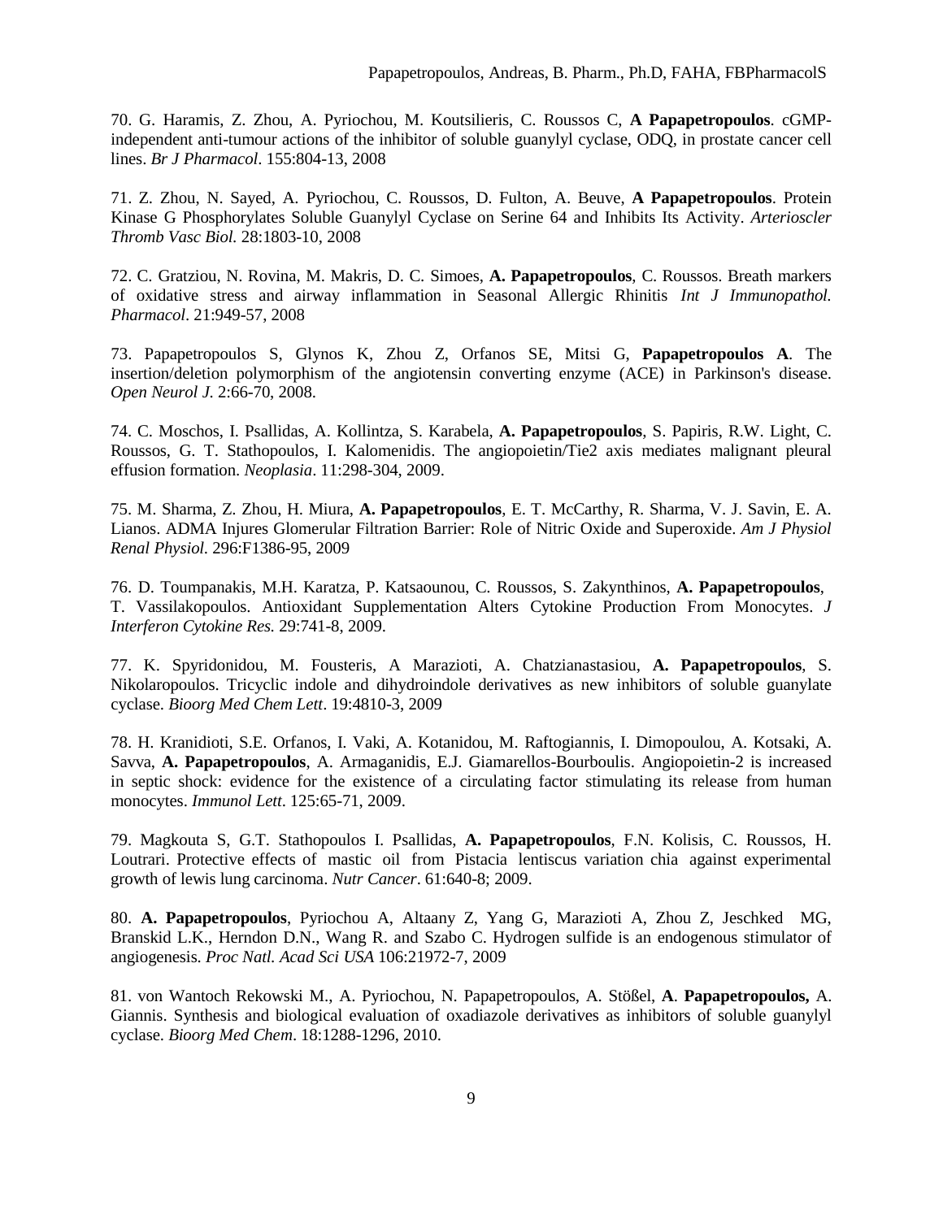70. G. Haramis, Z. Zhou, A. Pyriochou, M. Koutsilieris, C. Roussos C, **A Papapetropoulos**. cGMP-independent anti-tumour actions of the inhibitor of soluble guanylyl cyclase, ODQ, in prostate cancer cell lines. *Br J Pharmacol*. 155:804-13, 2008

71. Z. Zhou, N. Sayed, A. Pyriochou, C. Roussos, D. Fulton, A. Beuve, **A Papapetropoulos**. Protein Kinase G Phosphorylates Soluble Guanylyl Cyclase on Serine 64 and Inhibits Its Activity. *Arterioscler Thromb Vasc Biol.* 28:1803-10, 2008

72. C. Gratziou, N. Rovina, M. Makris, D. C. Simoes, **A. Papapetropoulos**, C. Roussos. Breath markers of oxidative stress and airway inflammation in Seasonal Allergic Rhinitis *Int J Immunopathol. Pharmacol*. 21:949-57, 2008

73. Papapetropoulos S, Glynos K, Zhou Z, Orfanos SE, Mitsi G, **Papapetropoulos A**. The insertion/deletion polymorphism of the angiotensin converting enzyme (ACE) in Parkinson's disease. *Open Neurol J.* 2:66-70, 2008.

74. C. Moschos, I. Psallidas, A. Kollintza, S. Karabela, **A. Papapetropoulos**, S. Papiris, R.W. Light, C. Roussos, G. T. Stathopoulos, I. Kalomenidis. The angiopoietin/Tie2 axis mediates malignant pleural effusion formation. *Neoplasia*. 11:298-304, 2009.

75. M. Sharma, Z. Zhou, H. Miura, **A. Papapetropoulos**, E. T. McCarthy, R. Sharma, V. J. Savin, E. A. Lianos. ADMA Injures Glomerular Filtration Barrier: Role of Nitric Oxide and Superoxide. *Am J Physiol Renal Physiol.* 296:F1386-95, 2009

76. D. Toumpanakis, M.H. Karatza, P. Katsaounou, C. Roussos, S. Zakynthinos, **A. Papapetropoulos**, T. Vassilakopoulos. Antioxidant Supplementation Alters Cytokine Production From Monocytes. *J Interferon Cytokine Res.* 29:741-8, 2009.

77. K. Spyridonidou, M. Fousteris, A Marazioti, A. Chatzianastasiou, **A. Papapetropoulos**, S. Nikolaropoulos. Tricyclic indole and dihydroindole derivatives as new inhibitors of soluble guanylate cyclase. *Bioorg Med Chem Lett*. 19:4810-3, 2009

78. H. Kranidioti, S.E. Orfanos, I. Vaki, A. Kotanidou, M. Raftogiannis, I. Dimopoulou, A. Kotsaki, A. Savva, **A. Papapetropoulos**, A. Armaganidis, E.J. Giamarellos-Bourboulis. Angiopoietin-2 is increased in septic shock: evidence for the existence of a circulating factor stimulating its release from human monocytes. *Immunol Lett*. 125:65-71, 2009.

79. Magkouta S, G.T. Stathopoulos I. Psallidas, **A. Papapetropoulos**, F.N. Kolisis, C. Roussos, H. Loutrari. Protective effects of mastic oil from Pistacia lentiscus variation chia against experimental growth of lewis lung carcinoma. *Nutr Cancer*. 61:640-8; 2009.

80. **A. Papapetropoulos**, Pyriochou A, Altaany Z, Yang G, Marazioti A, Zhou Z, Jeschked MG, Branskid L.K., Herndon D.N., Wang R. and Szabo C. Hydrogen sulfide is an endogenous stimulator of angiogenesis. *Proc Natl. Acad Sci USA* 106:21972-7, 2009

81. von Wantoch Rekowski M., A. Pyriochou, N. Papapetropoulos, A. Stößel, **A**. **Papapetropoulos,** A. Giannis. Synthesis and biological evaluation of oxadiazole derivatives as inhibitors of soluble guanylyl cyclase. *Bioorg Med Chem*. 18:1288-1296, 2010.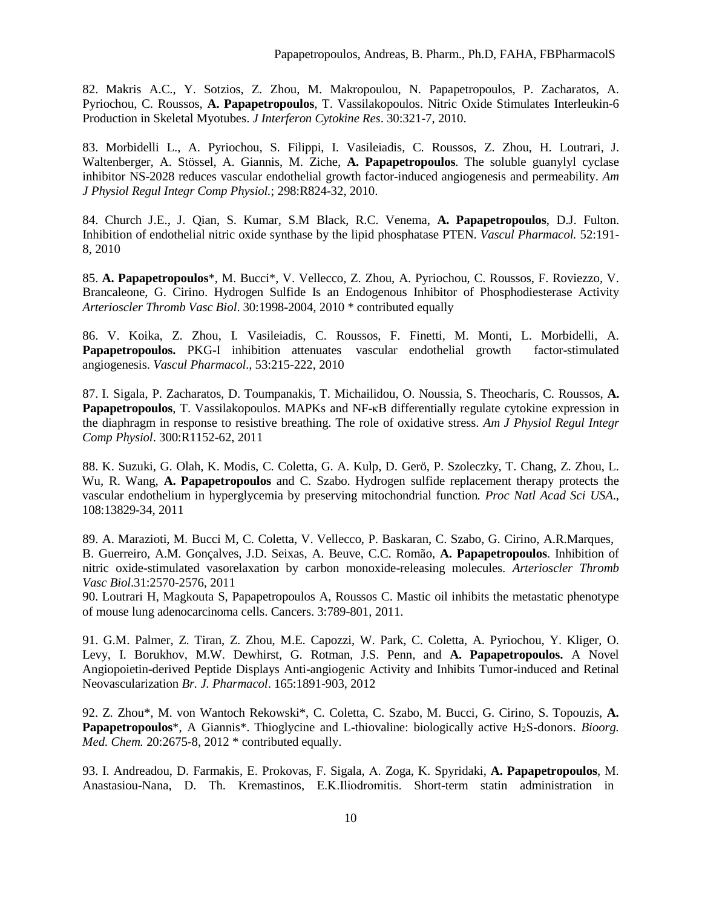82. Makris A.C., Y. Sotzios, Z. Zhou, M. Makropoulou, N. Papapetropoulos, P. Zacharatos, A. Pyriochou, C. Roussos, **A. Papapetropoulos**, T. Vassilakopoulos. Nitric Oxide Stimulates Interleukin-6 Production in Skeletal Myotubes. *J Interferon Cytokine Res*. 30:321-7, 2010.

83. Morbidelli L., A. Pyriochou, S. Filippi, I. Vasileiadis, C. Roussos, Z. Zhou, H. Loutrari, J. Waltenberger, A. Stössel, A. Giannis, M. Ziche, **A. Papapetropoulos**. The soluble guanylyl cyclase inhibitor NS-2028 reduces vascular endothelial growth factor-induced angiogenesis and permeability. *Am J Physiol Regul Integr Comp Physiol.*; 298:R824-32, 2010.

84. Church J.E., J. Qian, S. Kumar, S.M Black, R.C. Venema, **A. Papapetropoulos**, D.J. Fulton. Inhibition of endothelial nitric oxide synthase by the lipid phosphatase PTEN. *Vascul Pharmacol.* 52:191-8, 2010

85. **A. Papapetropoulos***, M. Bucci*, V. Vellecco, Z. Zhou, A. Pyriochou, C. Roussos, F. Roviezzo, V. Brancaleone, G. Cirino. Hydrogen Sulfide Is an Endogenous Inhibitor of Phosphodiesterase Activity *Arterioscler Thromb Vasc Biol*. 30:1998-2004, 2010 * contributed equally

86. V. Koika, Z. Zhou, I. Vasileiadis, C. Roussos, F. Finetti, M. Monti, L. Morbidelli, A. **Papapetropoulos.** PKG-I inhibition attenuates vascular endothelial growth factor-stimulated angiogenesis. *Vascul Pharmacol*., 53:215-222, 2010

87. I. Sigala, P. Zacharatos, D. Toumpanakis, T. Michailidou, O. Noussia, S. Theocharis, C. Roussos, **A. Papapetropoulos**, T. Vassilakopoulos. MAPKs and NF-κB differentially regulate cytokine expression in the diaphragm in response to resistive breathing. The role of oxidative stress. *Am J Physiol Regul Integr Comp Physiol*. 300:R1152-62, 2011

88. K. Suzuki, G. Olah, K. Modis, C. Coletta, G. A. Kulp, D. Gerö, P. Szoleczky, T. Chang, Z. Zhou, L. Wu, R. Wang, **A. Papapetropoulos** and C. Szabo. Hydrogen sulfide replacement therapy protects the vascular endothelium in hyperglycemia by preserving mitochondrial function*. Proc Natl Acad Sci USA.*, 108:13829-34, 2011

89. A. Marazioti, M. Bucci M, C. Coletta, V. Vellecco, P. Baskaran, C. Szabo, G. Cirino, A.R.Marques, B. Guerreiro, A.M. Gonçalves, J.D. Seixas, A. Beuve, C.C. Romão, **A. Papapetropoulos**. Inhibition of nitric oxide-stimulated vasorelaxation by carbon monoxide-releasing molecules. *Arterioscler Thromb Vasc Biol*.31:2570-2576, 2011

90. Loutrari H, Magkouta S, Papapetropoulos A, Roussos C. Mastic oil inhibits the metastatic phenotype of mouse lung adenocarcinoma cells. Cancers. 3:789-801, 2011.

91. G.M. Palmer, Z. Tiran, Z. Zhou, M.E. Capozzi, W. Park, C. Coletta, A. Pyriochou, Y. Kliger, O. Levy, I. Borukhov, M.W. Dewhirst, G. Rotman, J.S. Penn, and **A. Papapetropoulos.** A Novel Angiopoietin-derived Peptide Displays Anti-angiogenic Activity and Inhibits Tumor-induced and Retinal Neovascularization *Br. J. Pharmacol*. 165:1891-903, 2012

92. Z. Zhou*, M. von Wantoch Rekowski*, C. Coletta, C. Szabo, M. Bucci, G. Cirino, S. Topouzis, **A. Papapetropoulos***, A Giannis*. Thioglycine and L-thiovaline: biologically active $H_2S$-donors. *Bioorg. Med. Chem.* 20:2675-8, 2012 * contributed equally.

93. I. Andreadou, D. Farmakis, E. Prokovas, F. Sigala, A. Zoga, K. Spyridaki, **A. Papapetropoulos**, M. Anastasiou-Nana, D. Th. Kremastinos, E.K.Iliodromitis. Short-term statin administration in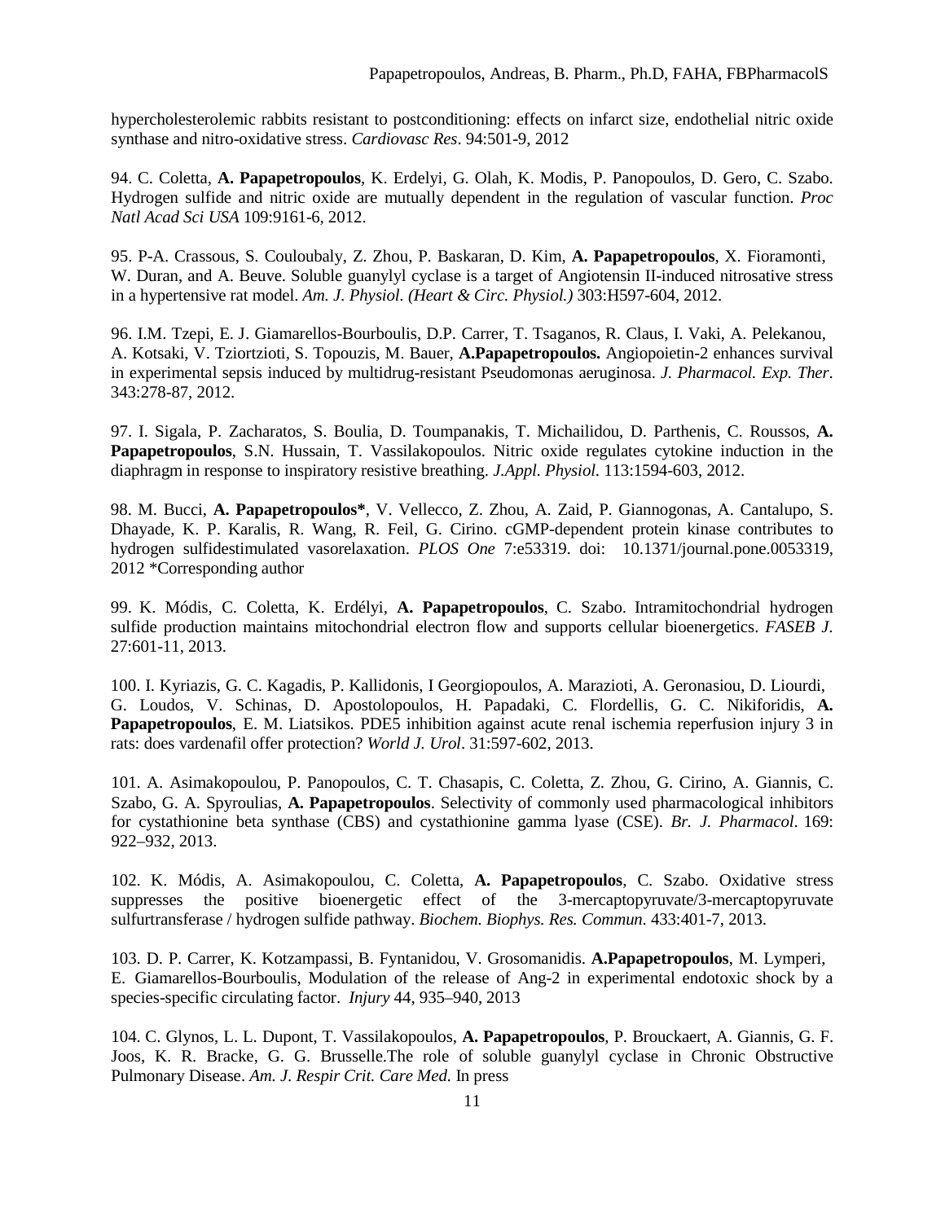hypercholesterolemic rabbits resistant to postconditioning: effects on infarct size, endothelial nitric oxide synthase and nitro-oxidative stress. *Cardiovasc Res*. 94:501-9, 2012

94. C. Coletta, **A. Papapetropoulos**, K. Erdelyi, G. Olah, K. Modis, P. Panopoulos, D. Gero, C. Szabo. Hydrogen sulfide and nitric oxide are mutually dependent in the regulation of vascular function. *Proc Natl Acad Sci USA* 109:9161-6, 2012.

95. P-A. Crassous, S. Couloubaly, Z. Zhou, P. Baskaran, D. Kim, **A. Papapetropoulos**, X. Fioramonti, W. Duran, and A. Beuve. Soluble guanylyl cyclase is a target of Angiotensin II-induced nitrosative stress in a hypertensive rat model. *Am. J. Physiol. (Heart & Circ. Physiol.)* 303:H597-604, 2012.

96. I.M. Tzepi, E. J. Giamarellos-Bourboulis, D.P. Carrer, T. Tsaganos, R. Claus, I. Vaki, A. Pelekanou, A. Kotsaki, V. Tziortzioti, S. Topouzis, M. Bauer, **A.Papapetropoulos.** Angiopoietin-2 enhances survival in experimental sepsis induced by multidrug-resistant Pseudomonas aeruginosa. *J. Pharmacol. Exp. Ther*. 343:278-87, 2012.

97. I. Sigala, P. Zacharatos, S. Boulia, D. Toumpanakis, T. Michailidou, D. Parthenis, C. Roussos, **A. Papapetropoulos**, S.N. Hussain, T. Vassilakopoulos. Nitric oxide regulates cytokine induction in the diaphragm in response to inspiratory resistive breathing. *J.Appl. Physiol.* 113:1594-603, 2012.

98. M. Bucci, **A. Papapetropoulos***, V. Vellecco, Z. Zhou, A. Zaid, P. Giannogonas, A. Cantalupo, S. Dhayade, K. P. Karalis, R. Wang, R. Feil, G. Cirino. cGMP-dependent protein kinase contributes to hydrogen sulfidestimulated vasorelaxation. *PLOS One* 7:e53319. doi: 10.1371/journal.pone.0053319, 2012 *Corresponding author

99. K. Módis, C. Coletta, K. Erdélyi, **A. Papapetropoulos**, C. Szabo. Intramitochondrial hydrogen sulfide production maintains mitochondrial electron flow and supports cellular bioenergetics. *FASEB J*. 27:601-11, 2013.

100. I. Kyriazis, G. C. Kagadis, P. Kallidonis, I Georgiopoulos, A. Marazioti, A. Geronasiou, D. Liourdi, G. Loudos, V. Schinas, D. Apostolopoulos, H. Papadaki, C. Flordellis, G. C. Nikiforidis, **A. Papapetropoulos**, E. M. Liatsikos. PDE5 inhibition against acute renal ischemia reperfusion injury 3 in rats: does vardenafil offer protection? *World J. Urol*. 31:597-602, 2013.

101. A. Asimakopoulou, P. Panopoulos, C. T. Chasapis, C. Coletta, Z. Zhou, G. Cirino, A. Giannis, C. Szabo, G. A. Spyroulias, **A. Papapetropoulos**. Selectivity of commonly used pharmacological inhibitors for cystathionine beta synthase (CBS) and cystathionine gamma lyase (CSE). *Br. J. Pharmacol*. 169: 922–932, 2013.

102. K. Módis, A. Asimakopoulou, C. Coletta, **A. Papapetropoulos**, C. Szabo. Oxidative stress suppresses the positive bioenergetic effect of the 3-mercaptopyruvate/3-mercaptopyruvate sulfurtransferase / hydrogen sulfide pathway. *Biochem. Biophys. Res. Commun*. 433:401-7, 2013.

103. D. P. Carrer, K. Kotzampassi, B. Fyntanidou, V. Grosomanidis. **A.Papapetropoulos**, M. Lymperi, E. Giamarellos-Bourboulis, Modulation of the release of Ang-2 in experimental endotoxic shock by a species-specific circulating factor. *Injury* 44, 935–940, 2013

104. C. Glynos, L. L. Dupont, T. Vassilakopoulos, **A. Papapetropoulos**, P. Brouckaert, A. Giannis, G. F. Joos, K. R. Bracke, G. G. Brusselle.The role of soluble guanylyl cyclase in Chronic Obstructive Pulmonary Disease. *Am. J. Respir Crit. Care Med.* In press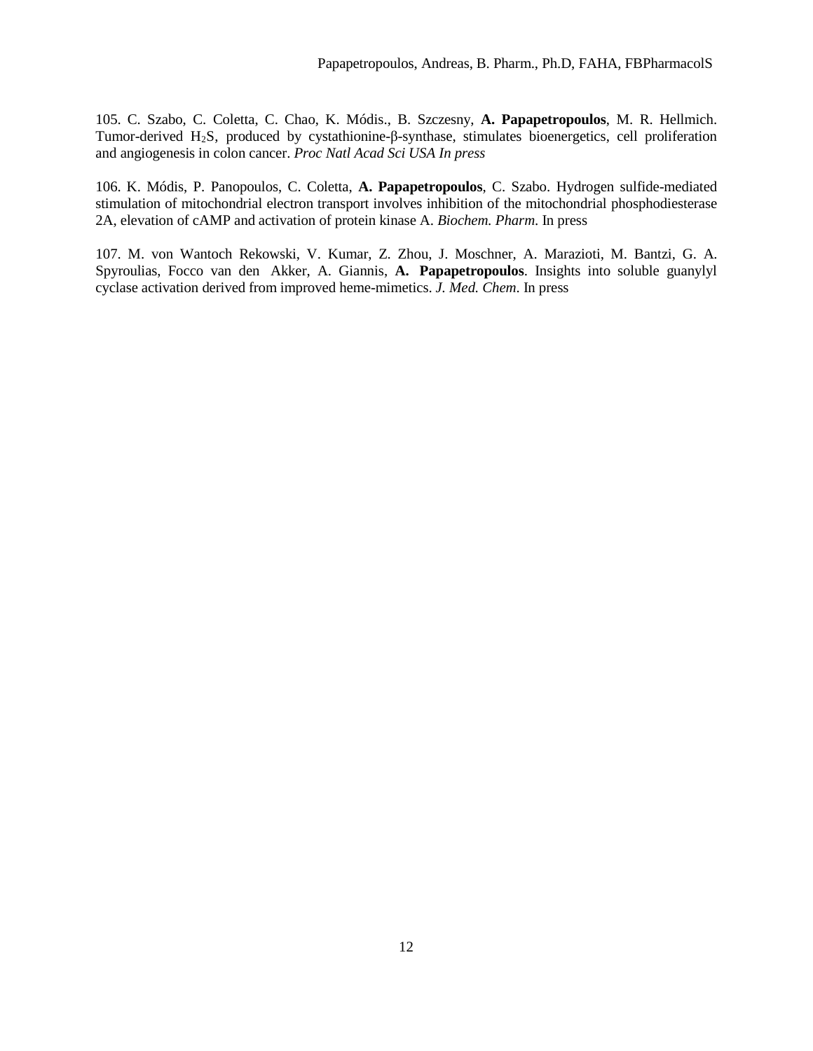105. C. Szabo, C. Coletta, C. Chao, K. Módis., B. Szczesny, **A. Papapetropoulos**, M. R. Hellmich. Tumor-derived $H_2S$, produced by cystathionine-β-synthase, stimulates bioenergetics, cell proliferation and angiogenesis in colon cancer. *Proc Natl Acad Sci USA In press*

106. K. Módis, P. Panopoulos, C. Coletta, **A. Papapetropoulos**, C. Szabo. Hydrogen sulfide-mediated stimulation of mitochondrial electron transport involves inhibition of the mitochondrial phosphodiesterase 2A, elevation of cAMP and activation of protein kinase A. *Biochem. Pharm.* In press

107. M. von Wantoch Rekowski, V. Kumar, Z. Zhou, J. Moschner, A. Marazioti, M. Bantzi, G. A. Spyroulias, Focco van den Akker, A. Giannis, **A. Papapetropoulos**. Insights into soluble guanylyl cyclase activation derived from improved heme-mimetics. *J. Med. Chem*. In press